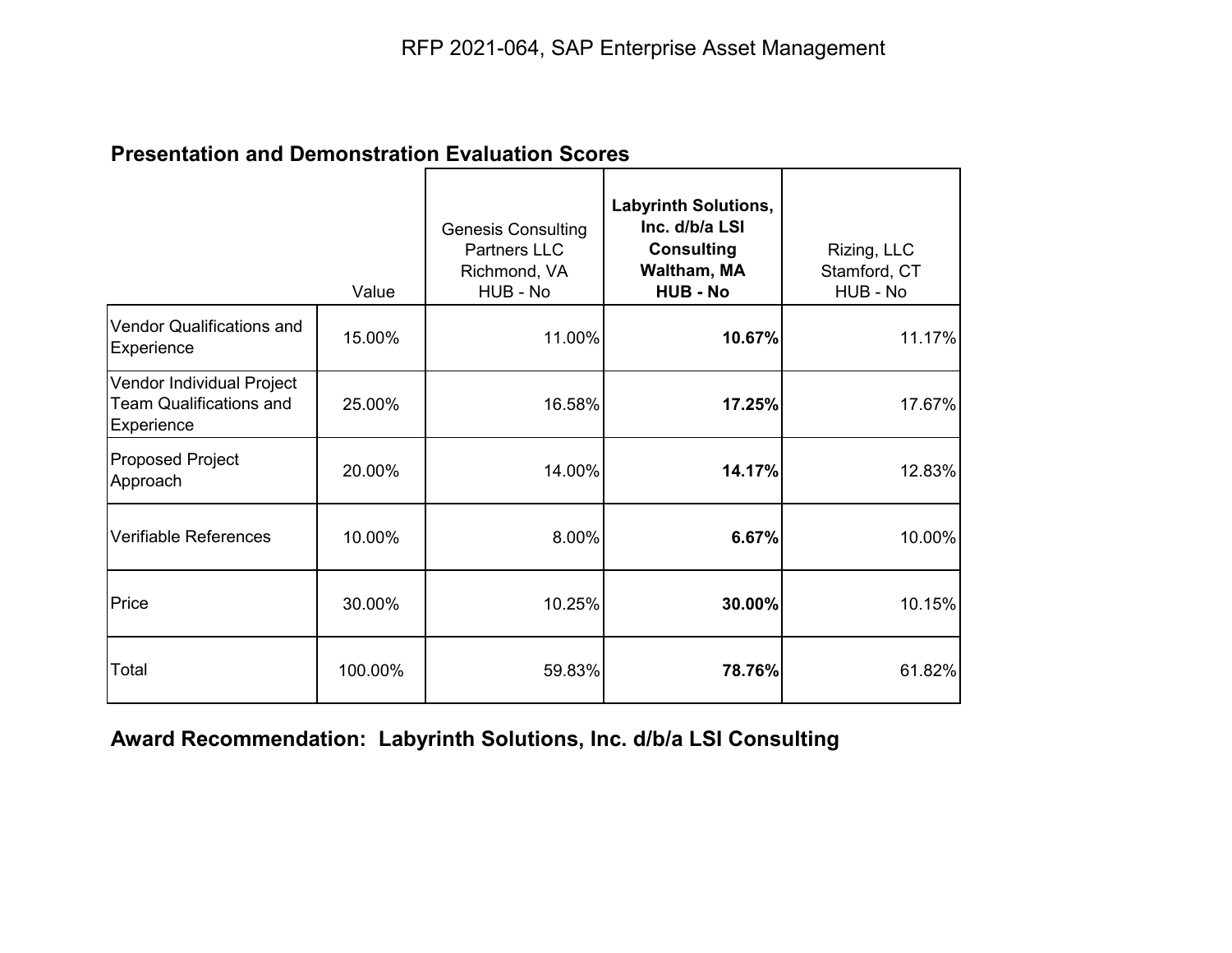# RFP 2021-064, SAP Enterprise Asset Management

## Presentation and Demonstration Evaluation Scores

| | Value | Genesis Consulting Partners LLC Richmond, VA HUB - No | **Labyrinth Solutions, Inc. d/b/a LSI Consulting Waltham, MA HUB - No** | Rizing, LLC Stamford, CT HUB - No |
|---|---|---|---|---|
| Vendor Qualifications and Experience | 15.00% | 11.00% | **10.67%** | 11.17% |
| Vendor Individual Project Team Qualifications and Experience | 25.00% | 16.58% | **17.25%** | 17.67% |
| Proposed Project Approach | 20.00% | 14.00% | **14.17%** | 12.83% |
| Verifiable References | 10.00% | 8.00% | **6.67%** | 10.00% |
| Price | 30.00% | 10.25% | **30.00%** | 10.15% |
| Total | 100.00% | 59.83% | **78.76%** | 61.82% |

**Award Recommendation: Labyrinth Solutions, Inc. d/b/a LSI Consulting**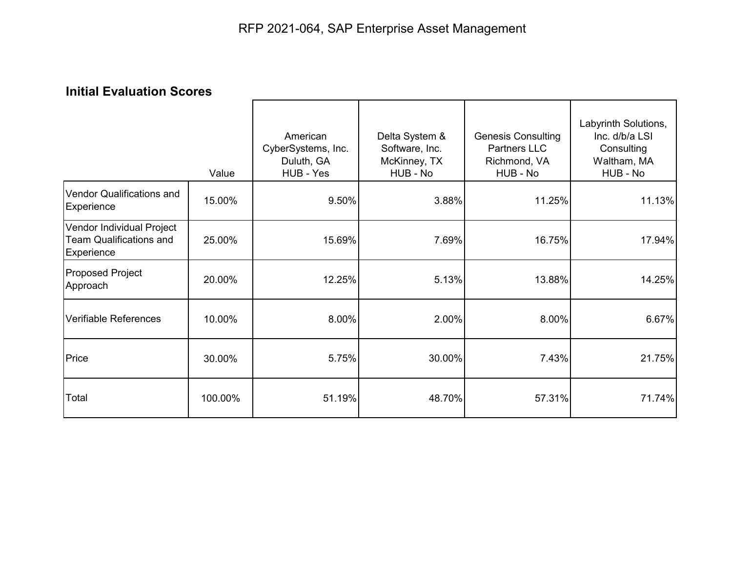# RFP 2021-064, SAP Enterprise Asset Management

## Initial Evaluation Scores

| | Value | American CyberSystems, Inc. Duluth, GA HUB - Yes | Delta System & Software, Inc. McKinney, TX HUB - No | Genesis Consulting Partners LLC Richmond, VA HUB - No | Labyrinth Solutions, Inc. d/b/a LSI Consulting Waltham, MA HUB - No |
|---|---|---|---|---|---|
| Vendor Qualifications and Experience | 15.00% | 9.50% | 3.88% | 11.25% | 11.13% |
| Vendor Individual Project Team Qualifications and Experience | 25.00% | 15.69% | 7.69% | 16.75% | 17.94% |
| Proposed Project Approach | 20.00% | 12.25% | 5.13% | 13.88% | 14.25% |
| Verifiable References | 10.00% | 8.00% | 2.00% | 8.00% | 6.67% |
| Price | 30.00% | 5.75% | 30.00% | 7.43% | 21.75% |
| Total | 100.00% | 51.19% | 48.70% | 57.31% | 71.74% |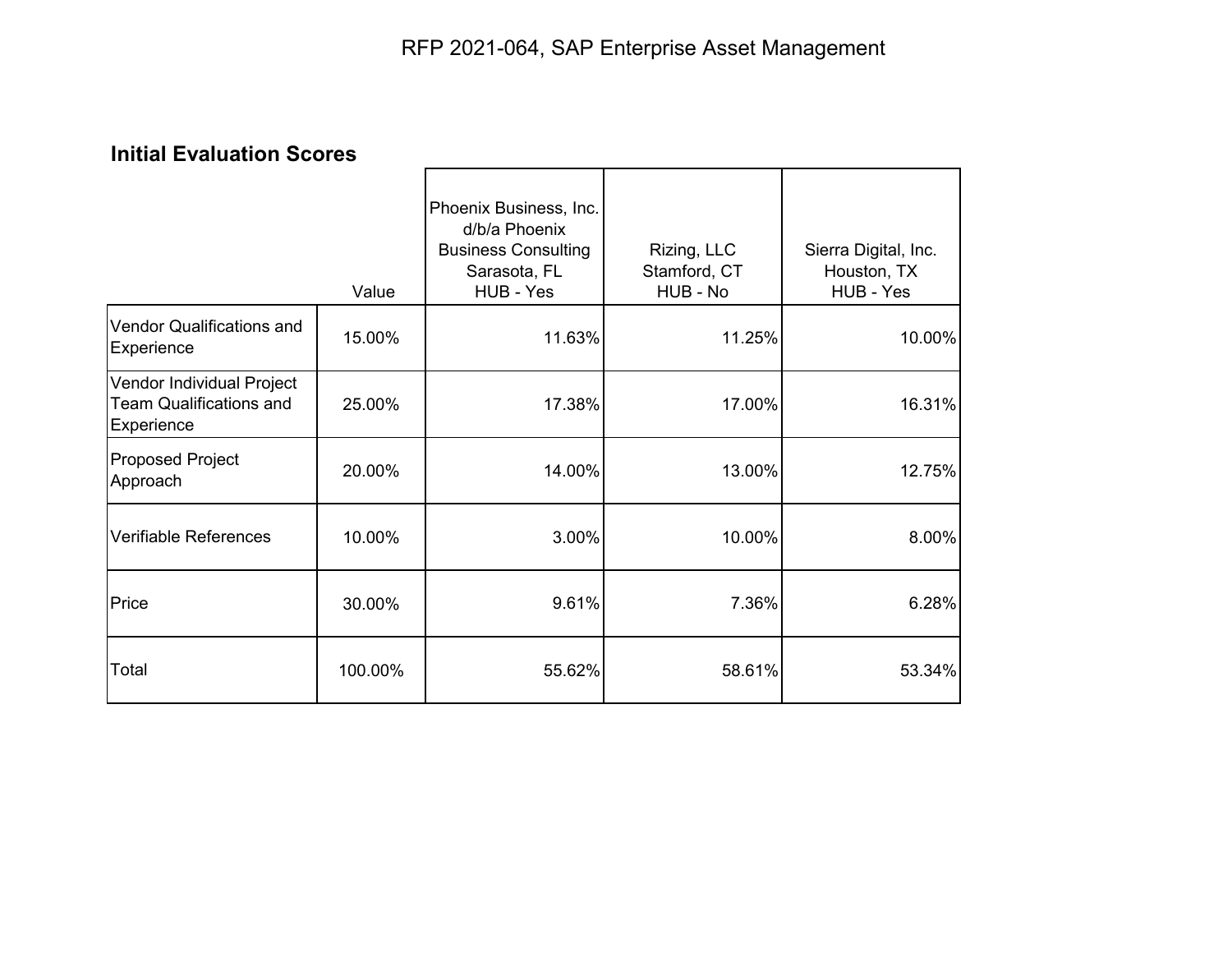# RFP 2021-064, SAP Enterprise Asset Management

## Initial Evaluation Scores

| | Value | Phoenix Business, Inc. d/b/a Phoenix Business Consulting Sarasota, FL HUB - Yes | Rizing, LLC Stamford, CT HUB - No | Sierra Digital, Inc. Houston, TX HUB - Yes |
|---|---|---|---|---|
| Vendor Qualifications and Experience | 15.00% | 11.63% | 11.25% | 10.00% |
| Vendor Individual Project Team Qualifications and Experience | 25.00% | 17.38% | 17.00% | 16.31% |
| Proposed Project Approach | 20.00% | 14.00% | 13.00% | 12.75% |
| Verifiable References | 10.00% | 3.00% | 10.00% | 8.00% |
| Price | 30.00% | 9.61% | 7.36% | 6.28% |
| Total | 100.00% | 55.62% | 58.61% | 53.34% |